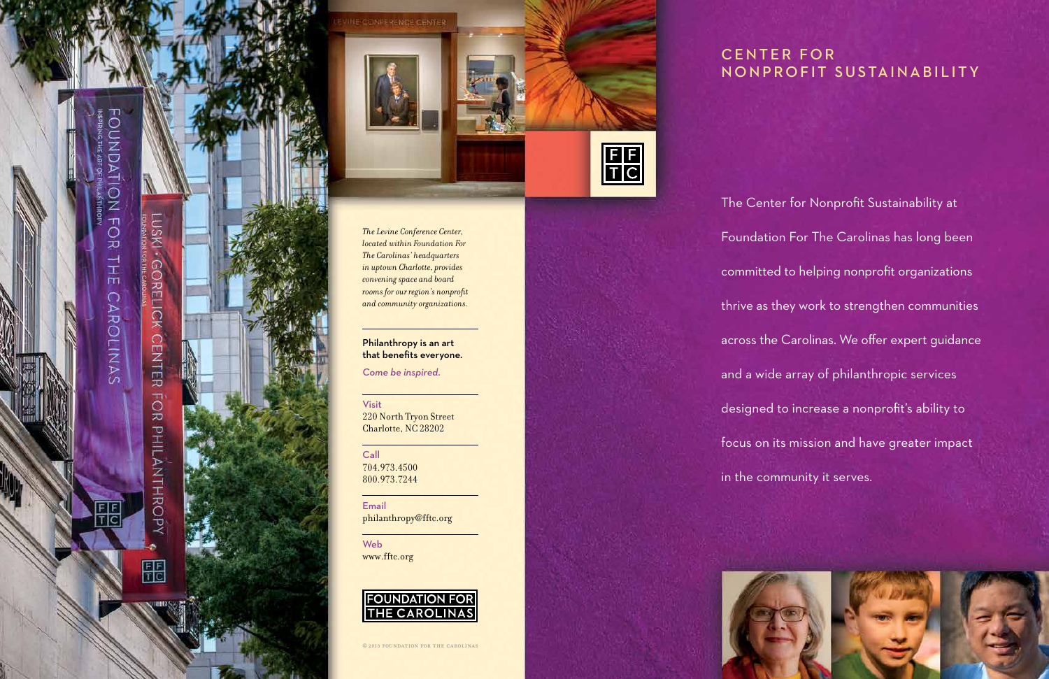*The Levine Conference Center, located within Foundation For The Carolinas' headquarters in uptown Charlotte, provides convening space and board rooms for our region's nonprofit and community organizations.*

---

**Philanthropy is an art that benefits everyone.**

*Come be inspired.*

---

**Visit**
220 North Tryon Street
Charlotte, NC 28202

---

**Call**
704.973.4500
800.973.7244

---

**Email**
philanthropy@fftc.org

---

**Web**
www.fftc.org

FOUNDATION FOR THE CAROLINAS

© 2013 FOUNDATION FOR THE CAROLINAS

# CENTER FOR NONPROFIT SUSTAINABILITY

The Center for Nonprofit Sustainability at Foundation For The Carolinas has long been committed to helping nonprofit organizations thrive as they work to strengthen communities across the Carolinas. We offer expert guidance and a wide array of philanthropic services designed to increase a nonprofit's ability to focus on its mission and have greater impact in the community it serves.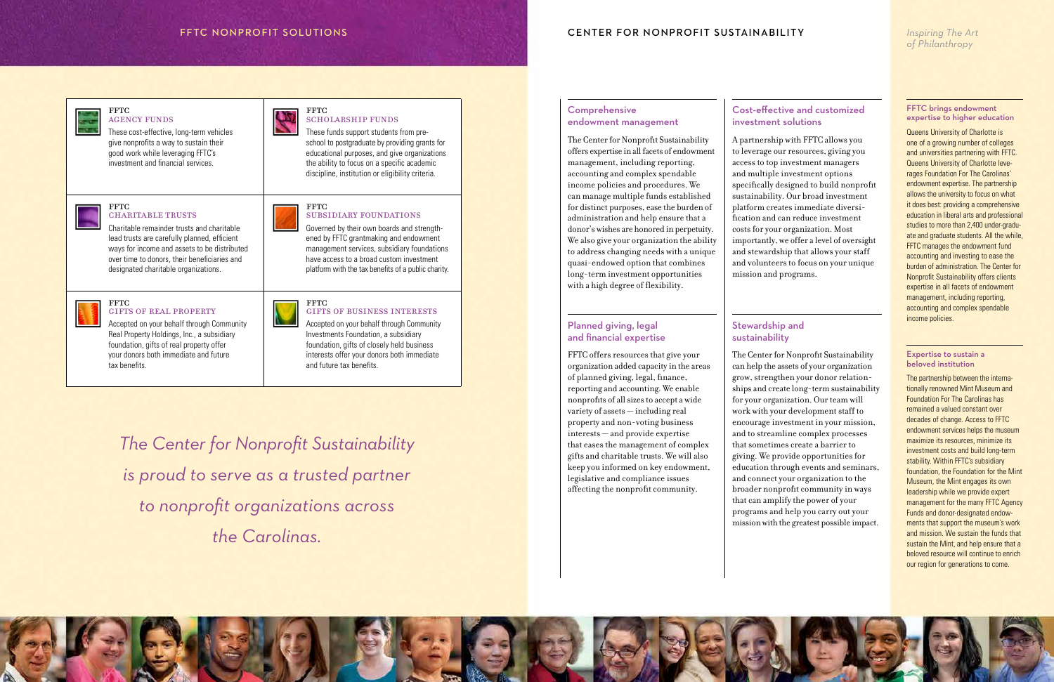FFTC NONPROFIT SOLUTIONS

### FFTC AGENCY FUNDS

These cost-effective, long-term vehicles give nonprofits a way to sustain their good work while leveraging FFTC's investment and financial services.

### FFTC SCHOLARSHIP FUNDS

These funds support students from pre-school to postgraduate by providing grants for educational purposes, and give organizations the ability to focus on a specific academic discipline, institution or eligibility criteria.

### FFTC CHARITABLE TRUSTS

Charitable remainder trusts and charitable lead trusts are carefully planned, efficient ways for income and assets to be distributed over time to donors, their beneficiaries and designated charitable organizations.

### FFTC SUBSIDIARY FOUNDATIONS

Governed by their own boards and strengthened by FFTC grantmaking and endowment management services, subsidiary foundations have access to a broad custom investment platform with the tax benefits of a public charity.

### FFTC GIFTS OF REAL PROPERTY

Accepted on your behalf through Community Real Property Holdings, Inc., a subsidiary foundation, gifts of real property offer your donors both immediate and future tax benefits.

### FFTC GIFTS OF BUSINESS INTERESTS

Accepted on your behalf through Community Investments Foundation, a subsidiary foundation, gifts of closely held business interests offer your donors both immediate and future tax benefits.

*The Center for Nonprofit Sustainability is proud to serve as a trusted partner to nonprofit organizations across the Carolinas.*

# CENTER FOR NONPROFIT SUSTAINABILITY

## Comprehensive endowment management

The Center for Nonprofit Sustainability offers expertise in all facets of endowment management, including reporting, accounting and complex spendable income policies and procedures. We can manage multiple funds established for distinct purposes, ease the burden of administration and help ensure that a donor's wishes are honored in perpetuity. We also give your organization the ability to address changing needs with a unique quasi-endowed option that combines long-term investment opportunities with a high degree of flexibility.

## Planned giving, legal and financial expertise

FFTC offers resources that give your organization added capacity in the areas of planned giving, legal, finance, reporting and accounting. We enable nonprofits of all sizes to accept a wide variety of assets — including real property and non-voting business interests — and provide expertise that eases the management of complex gifts and charitable trusts. We will also keep you informed on key endowment, legislative and compliance issues affecting the nonprofit community.

## Cost-effective and customized investment solutions

A partnership with FFTC allows you to leverage our resources, giving you access to top investment managers and multiple investment options specifically designed to build nonprofit sustainability. Our broad investment platform creates immediate diversification and can reduce investment costs for your organization. Most importantly, we offer a level of oversight and stewardship that allows your staff and volunteers to focus on your unique mission and programs.

## Stewardship and sustainability

The Center for Nonprofit Sustainability can help the assets of your organization grow, strengthen your donor relationships and create long-term sustainability for your organization. Our team will work with your development staff to encourage investment in your mission, and to streamline complex processes that sometimes create a barrier to giving. We provide opportunities for education through events and seminars, and connect your organization to the broader nonprofit community in ways that can amplify the power of your programs and help you carry out your mission with the greatest possible impact.

*Inspiring The Art of Philanthropy*

### FFTC brings endowment expertise to higher education

Queens University of Charlotte is one of a growing number of colleges and universities partnering with FFTC. Queens University of Charlotte leverages Foundation For The Carolinas' endowment expertise. The partnership allows the university to focus on what it does best: providing a comprehensive education in liberal arts and professional studies to more than 2,400 under-graduate and graduate students. All the while, FFTC manages the endowment fund accounting and investing to ease the burden of administration. The Center for Nonprofit Sustainability offers clients expertise in all facets of endowment management, including reporting, accounting and complex spendable income policies.

### Expertise to sustain a beloved institution

The partnership between the internationally renowned Mint Museum and Foundation For The Carolinas has remained a valued constant over decades of change. Access to FFTC endowment services helps the museum maximize its resources, minimize its investment costs and build long-term stability. Within FFTC's subsidiary foundation, the Foundation for the Mint Museum, the Mint engages its own leadership while we provide expert management for the many FFTC Agency Funds and donor-designated endowments that support the museum's work and mission. We sustain the funds that sustain the Mint, and help ensure that a beloved resource will continue to enrich our region for generations to come.